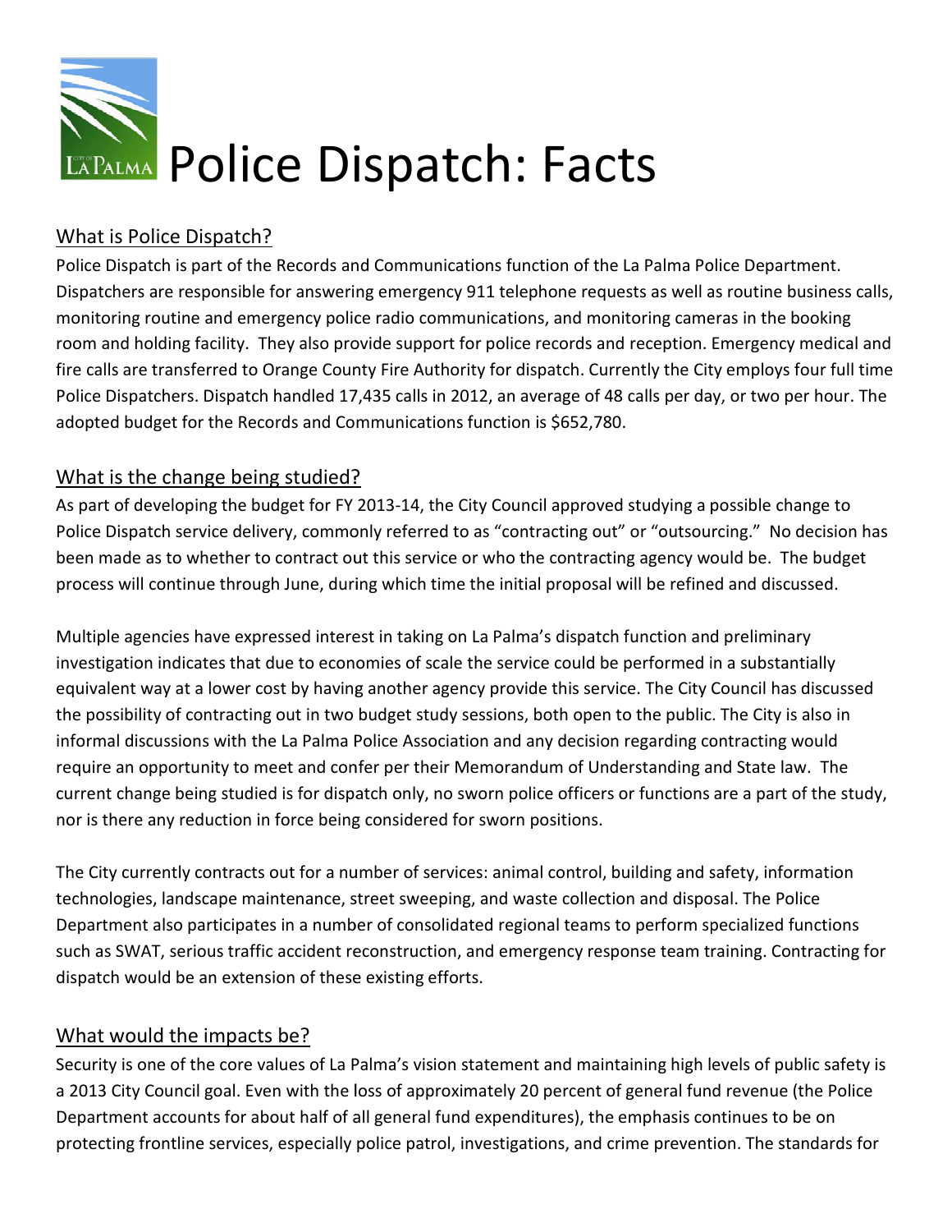# Police Dispatch: Facts

## What is Police Dispatch?

Police Dispatch is part of the Records and Communications function of the La Palma Police Department. Dispatchers are responsible for answering emergency 911 telephone requests as well as routine business calls, monitoring routine and emergency police radio communications, and monitoring cameras in the booking room and holding facility. They also provide support for police records and reception. Emergency medical and fire calls are transferred to Orange County Fire Authority for dispatch. Currently the City employs four full time Police Dispatchers. Dispatch handled 17,435 calls in 2012, an average of 48 calls per day, or two per hour. The adopted budget for the Records and Communications function is $652,780.

## What is the change being studied?

As part of developing the budget for FY 2013-14, the City Council approved studying a possible change to Police Dispatch service delivery, commonly referred to as "contracting out" or "outsourcing." No decision has been made as to whether to contract out this service or who the contracting agency would be. The budget process will continue through June, during which time the initial proposal will be refined and discussed.

Multiple agencies have expressed interest in taking on La Palma's dispatch function and preliminary investigation indicates that due to economies of scale the service could be performed in a substantially equivalent way at a lower cost by having another agency provide this service. The City Council has discussed the possibility of contracting out in two budget study sessions, both open to the public. The City is also in informal discussions with the La Palma Police Association and any decision regarding contracting would require an opportunity to meet and confer per their Memorandum of Understanding and State law. The current change being studied is for dispatch only, no sworn police officers or functions are a part of the study, nor is there any reduction in force being considered for sworn positions.

The City currently contracts out for a number of services: animal control, building and safety, information technologies, landscape maintenance, street sweeping, and waste collection and disposal. The Police Department also participates in a number of consolidated regional teams to perform specialized functions such as SWAT, serious traffic accident reconstruction, and emergency response team training. Contracting for dispatch would be an extension of these existing efforts.

## What would the impacts be?

Security is one of the core values of La Palma's vision statement and maintaining high levels of public safety is a 2013 City Council goal. Even with the loss of approximately 20 percent of general fund revenue (the Police Department accounts for about half of all general fund expenditures), the emphasis continues to be on protecting frontline services, especially police patrol, investigations, and crime prevention. The standards for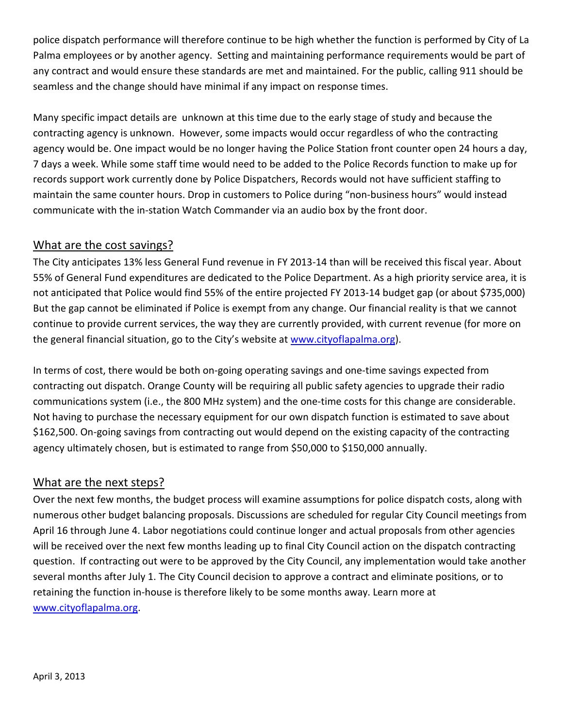police dispatch performance will therefore continue to be high whether the function is performed by City of La Palma employees or by another agency. Setting and maintaining performance requirements would be part of any contract and would ensure these standards are met and maintained. For the public, calling 911 should be seamless and the change should have minimal if any impact on response times.

Many specific impact details are unknown at this time due to the early stage of study and because the contracting agency is unknown. However, some impacts would occur regardless of who the contracting agency would be. One impact would be no longer having the Police Station front counter open 24 hours a day, 7 days a week. While some staff time would need to be added to the Police Records function to make up for records support work currently done by Police Dispatchers, Records would not have sufficient staffing to maintain the same counter hours. Drop in customers to Police during "non-business hours" would instead communicate with the in-station Watch Commander via an audio box by the front door.

## What are the cost savings?

The City anticipates 13% less General Fund revenue in FY 2013-14 than will be received this fiscal year. About 55% of General Fund expenditures are dedicated to the Police Department. As a high priority service area, it is not anticipated that Police would find 55% of the entire projected FY 2013-14 budget gap (or about $735,000) But the gap cannot be eliminated if Police is exempt from any change. Our financial reality is that we cannot continue to provide current services, the way they are currently provided, with current revenue (for more on the general financial situation, go to the City's website at [www.cityoflapalma.org](www.cityoflapalma.org)).

In terms of cost, there would be both on-going operating savings and one-time savings expected from contracting out dispatch. Orange County will be requiring all public safety agencies to upgrade their radio communications system (i.e., the 800 MHz system) and the one-time costs for this change are considerable. Not having to purchase the necessary equipment for our own dispatch function is estimated to save about $162,500. On-going savings from contracting out would depend on the existing capacity of the contracting agency ultimately chosen, but is estimated to range from $50,000 to $150,000 annually.

## What are the next steps?

Over the next few months, the budget process will examine assumptions for police dispatch costs, along with numerous other budget balancing proposals. Discussions are scheduled for regular City Council meetings from April 16 through June 4. Labor negotiations could continue longer and actual proposals from other agencies will be received over the next few months leading up to final City Council action on the dispatch contracting question. If contracting out were to be approved by the City Council, any implementation would take another several months after July 1. The City Council decision to approve a contract and eliminate positions, or to retaining the function in-house is therefore likely to be some months away. Learn more at [www.cityoflapalma.org](www.cityoflapalma.org).

April 3, 2013